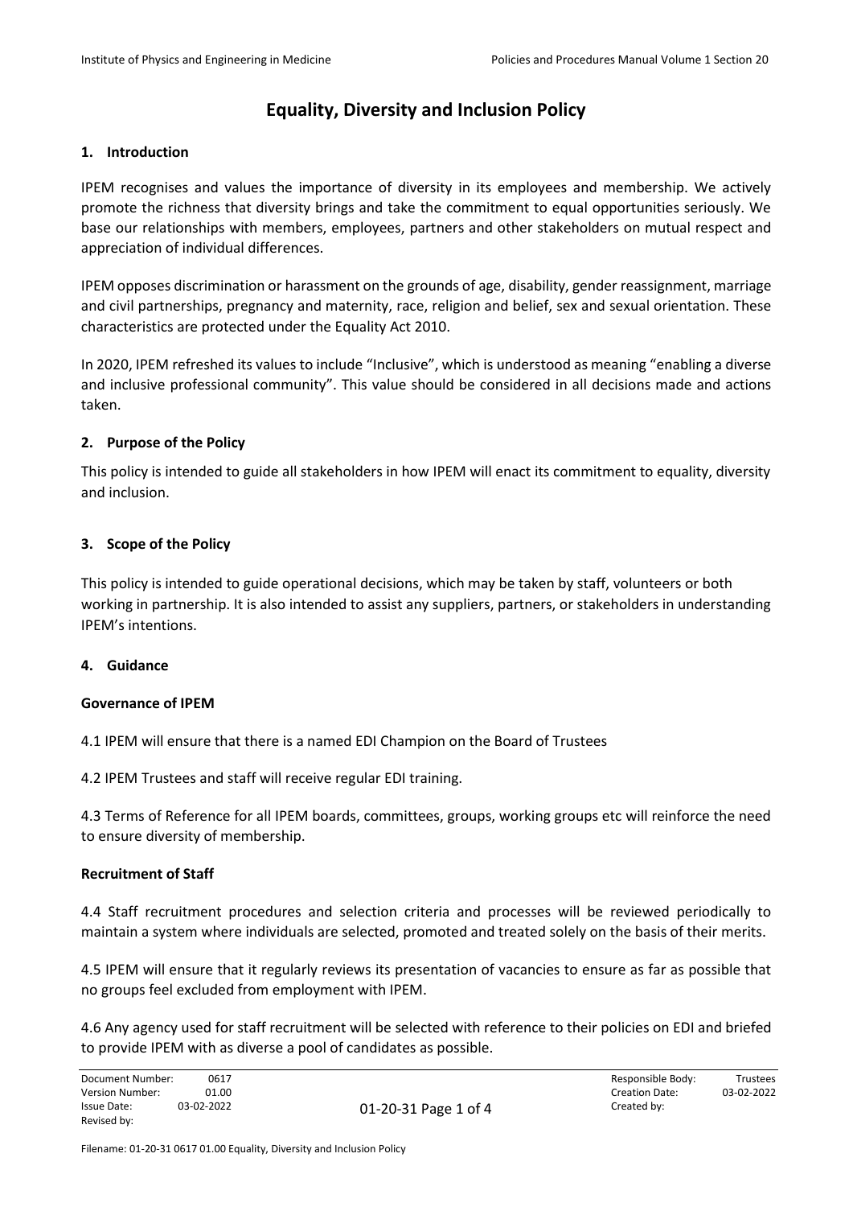# Equality, Diversity and Inclusion Policy

## 1. Introduction

IPEM recognises and values the importance of diversity in its employees and membership. We actively promote the richness that diversity brings and take the commitment to equal opportunities seriously. We base our relationships with members, employees, partners and other stakeholders on mutual respect and appreciation of individual differences.

IPEM opposes discrimination or harassment on the grounds of age, disability, gender reassignment, marriage and civil partnerships, pregnancy and maternity, race, religion and belief, sex and sexual orientation. These characteristics are protected under the Equality Act 2010.

In 2020, IPEM refreshed its values to include "Inclusive", which is understood as meaning "enabling a diverse and inclusive professional community". This value should be considered in all decisions made and actions taken.

## 2. Purpose of the Policy

This policy is intended to guide all stakeholders in how IPEM will enact its commitment to equality, diversity and inclusion.

## 3. Scope of the Policy

This policy is intended to guide operational decisions, which may be taken by staff, volunteers or both working in partnership. It is also intended to assist any suppliers, partners, or stakeholders in understanding IPEM's intentions.

## 4. Guidance

### Governance of IPEM

4.1 IPEM will ensure that there is a named EDI Champion on the Board of Trustees

4.2 IPEM Trustees and staff will receive regular EDI training.

4.3 Terms of Reference for all IPEM boards, committees, groups, working groups etc will reinforce the need to ensure diversity of membership.

### Recruitment of Staff

4.4 Staff recruitment procedures and selection criteria and processes will be reviewed periodically to maintain a system where individuals are selected, promoted and treated solely on the basis of their merits.

4.5 IPEM will ensure that it regularly reviews its presentation of vacancies to ensure as far as possible that no groups feel excluded from employment with IPEM.

4.6 Any agency used for staff recruitment will be selected with reference to their policies on EDI and briefed to provide IPEM with as diverse a pool of candidates as possible.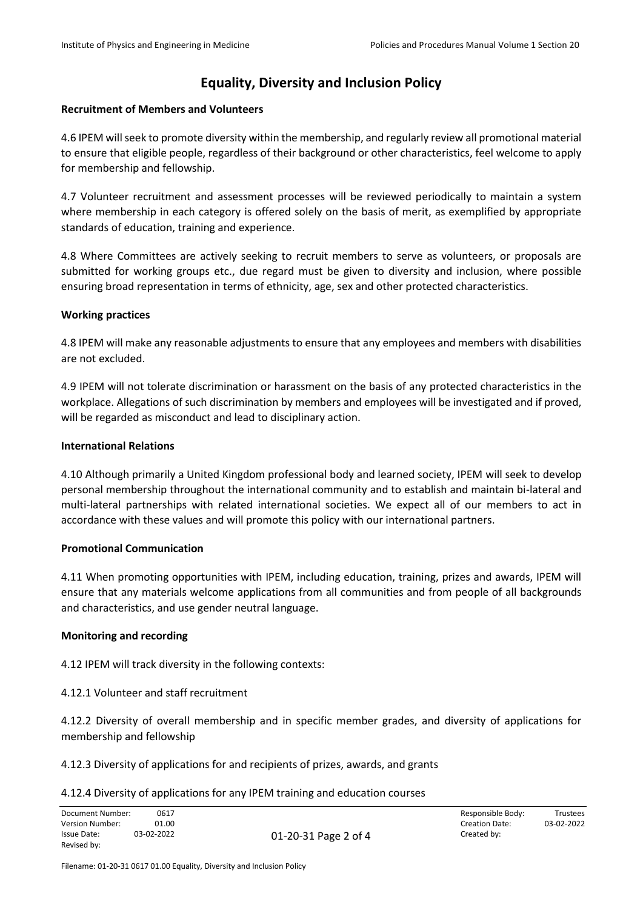# Equality, Diversity and Inclusion Policy

**Recruitment of Members and Volunteers**

4.6 IPEM will seek to promote diversity within the membership, and regularly review all promotional material to ensure that eligible people, regardless of their background or other characteristics, feel welcome to apply for membership and fellowship.

4.7 Volunteer recruitment and assessment processes will be reviewed periodically to maintain a system where membership in each category is offered solely on the basis of merit, as exemplified by appropriate standards of education, training and experience.

4.8 Where Committees are actively seeking to recruit members to serve as volunteers, or proposals are submitted for working groups etc., due regard must be given to diversity and inclusion, where possible ensuring broad representation in terms of ethnicity, age, sex and other protected characteristics.

**Working practices**

4.8 IPEM will make any reasonable adjustments to ensure that any employees and members with disabilities are not excluded.

4.9 IPEM will not tolerate discrimination or harassment on the basis of any protected characteristics in the workplace. Allegations of such discrimination by members and employees will be investigated and if proved, will be regarded as misconduct and lead to disciplinary action.

**International Relations**

4.10 Although primarily a United Kingdom professional body and learned society, IPEM will seek to develop personal membership throughout the international community and to establish and maintain bi-lateral and multi-lateral partnerships with related international societies. We expect all of our members to act in accordance with these values and will promote this policy with our international partners.

**Promotional Communication**

4.11 When promoting opportunities with IPEM, including education, training, prizes and awards, IPEM will ensure that any materials welcome applications from all communities and from people of all backgrounds and characteristics, and use gender neutral language.

**Monitoring and recording**

4.12 IPEM will track diversity in the following contexts:

4.12.1 Volunteer and staff recruitment

4.12.2 Diversity of overall membership and in specific member grades, and diversity of applications for membership and fellowship

4.12.3 Diversity of applications for and recipients of prizes, awards, and grants

4.12.4 Diversity of applications for any IPEM training and education courses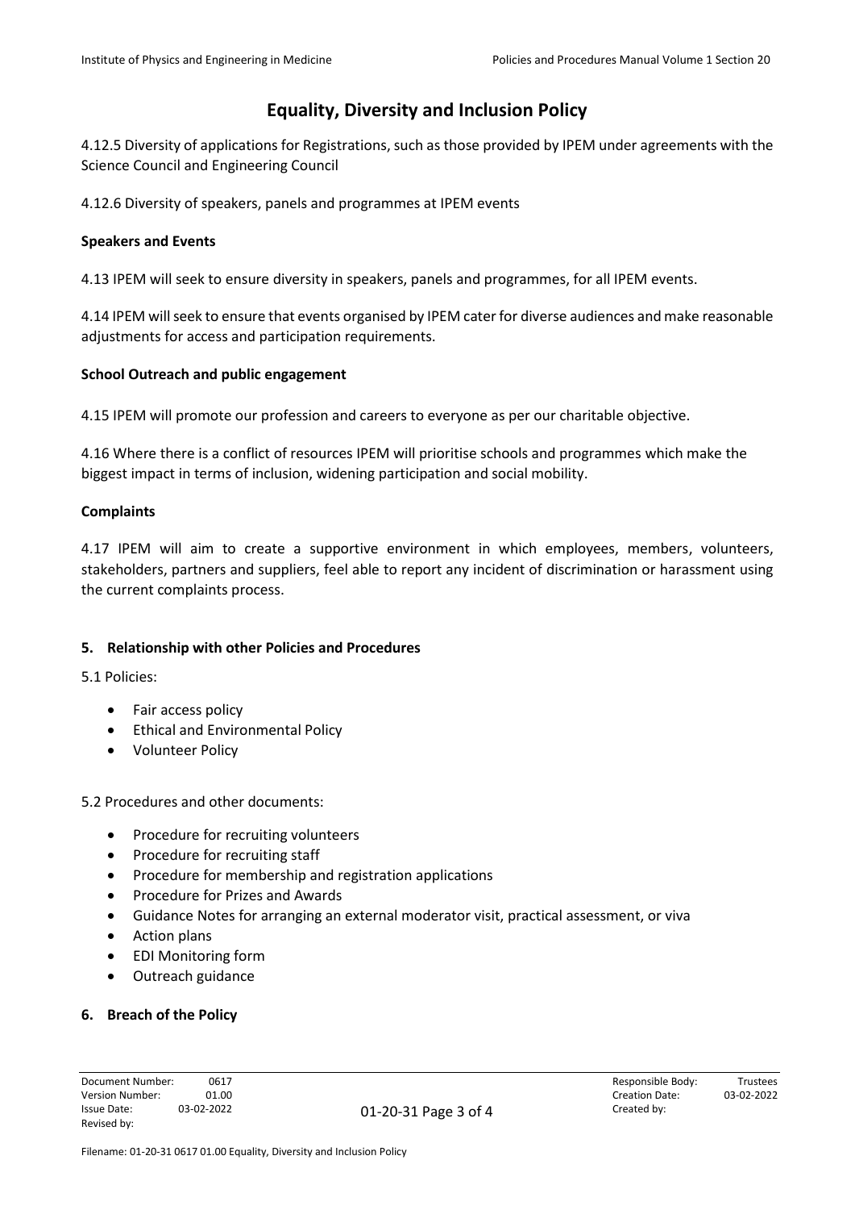4.12.5 Diversity of applications for Registrations, such as those provided by IPEM under agreements with the Science Council and Engineering Council

4.12.6 Diversity of speakers, panels and programmes at IPEM events

**Speakers and Events**

4.13 IPEM will seek to ensure diversity in speakers, panels and programmes, for all IPEM events.

4.14 IPEM will seek to ensure that events organised by IPEM cater for diverse audiences and make reasonable adjustments for access and participation requirements.

**School Outreach and public engagement**

4.15 IPEM will promote our profession and careers to everyone as per our charitable objective.

4.16 Where there is a conflict of resources IPEM will prioritise schools and programmes which make the biggest impact in terms of inclusion, widening participation and social mobility.

**Complaints**

4.17 IPEM will aim to create a supportive environment in which employees, members, volunteers, stakeholders, partners and suppliers, feel able to report any incident of discrimination or harassment using the current complaints process.

## 5. Relationship with other Policies and Procedures

5.1 Policies:

- Fair access policy
- Ethical and Environmental Policy
- Volunteer Policy

5.2 Procedures and other documents:

- Procedure for recruiting volunteers
- Procedure for recruiting staff
- Procedure for membership and registration applications
- Procedure for Prizes and Awards
- Guidance Notes for arranging an external moderator visit, practical assessment, or viva
- Action plans
- EDI Monitoring form
- Outreach guidance

## 6. Breach of the Policy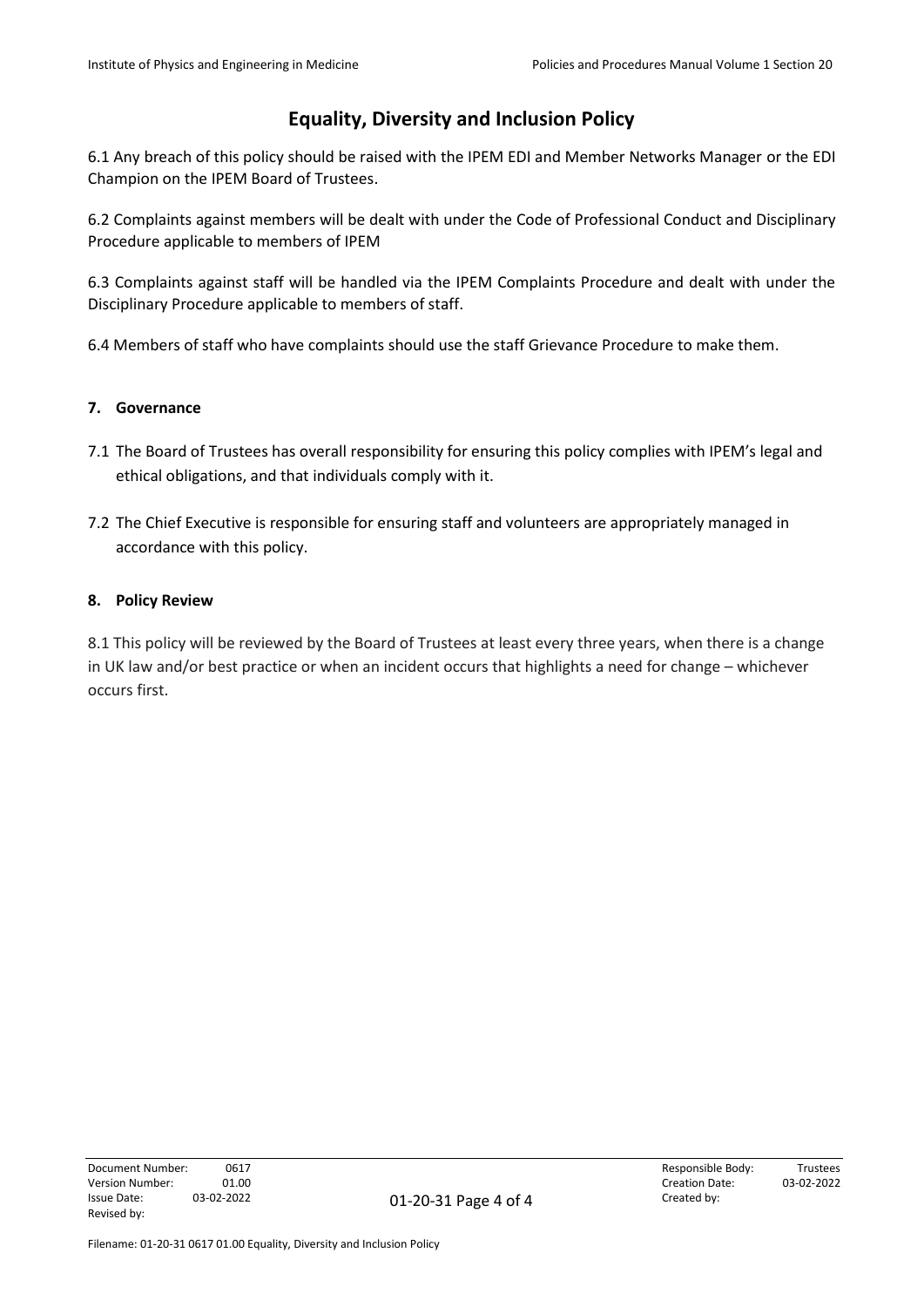# Equality, Diversity and Inclusion Policy

6.1 Any breach of this policy should be raised with the IPEM EDI and Member Networks Manager or the EDI Champion on the IPEM Board of Trustees.

6.2 Complaints against members will be dealt with under the Code of Professional Conduct and Disciplinary Procedure applicable to members of IPEM

6.3 Complaints against staff will be handled via the IPEM Complaints Procedure and dealt with under the Disciplinary Procedure applicable to members of staff.

6.4 Members of staff who have complaints should use the staff Grievance Procedure to make them.

## 7. Governance

7.1 The Board of Trustees has overall responsibility for ensuring this policy complies with IPEM's legal and ethical obligations, and that individuals comply with it.

7.2 The Chief Executive is responsible for ensuring staff and volunteers are appropriately managed in accordance with this policy.

## 8. Policy Review

8.1 This policy will be reviewed by the Board of Trustees at least every three years, when there is a change in UK law and/or best practice or when an incident occurs that highlights a need for change – whichever occurs first.